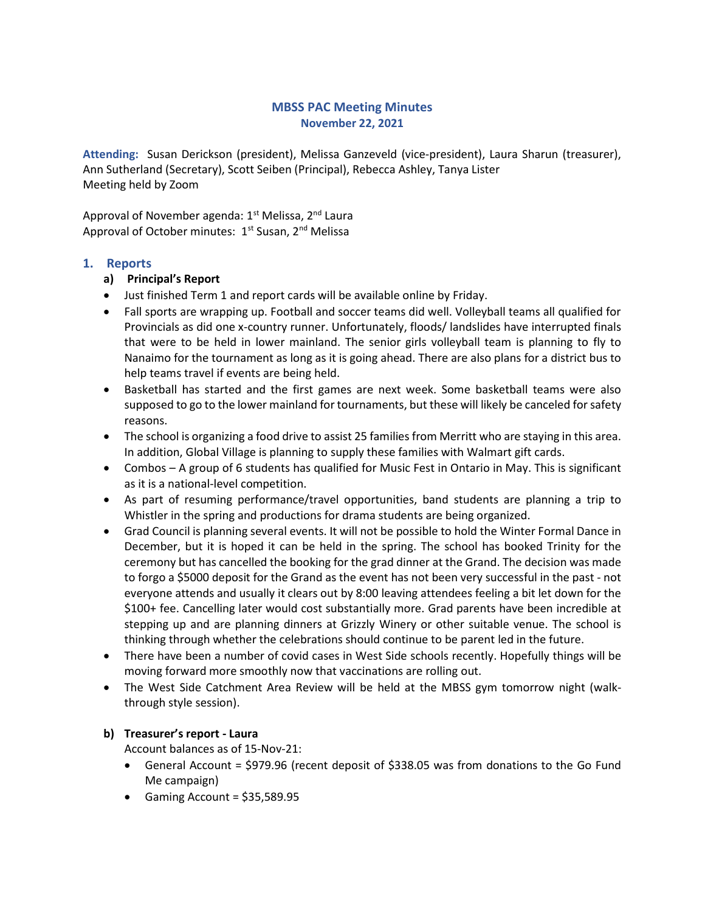# MBSS PAC Meeting Minutes
## November 22, 2021

**Attending:** Susan Derickson (president), Melissa Ganzeveld (vice-president), Laura Sharun (treasurer), Ann Sutherland (Secretary), Scott Seiben (Principal), Rebecca Ashley, Tanya Lister
Meeting held by Zoom

Approval of November agenda: 1st Melissa, 2nd Laura
Approval of October minutes: 1st Susan, 2nd Melissa

## 1. Reports

### a) Principal's Report

- Just finished Term 1 and report cards will be available online by Friday.
- Fall sports are wrapping up. Football and soccer teams did well. Volleyball teams all qualified for Provincials as did one x-country runner. Unfortunately, floods/ landslides have interrupted finals that were to be held in lower mainland. The senior girls volleyball team is planning to fly to Nanaimo for the tournament as long as it is going ahead. There are also plans for a district bus to help teams travel if events are being held.
- Basketball has started and the first games are next week. Some basketball teams were also supposed to go to the lower mainland for tournaments, but these will likely be canceled for safety reasons.
- The school is organizing a food drive to assist 25 families from Merritt who are staying in this area. In addition, Global Village is planning to supply these families with Walmart gift cards.
- Combos – A group of 6 students has qualified for Music Fest in Ontario in May. This is significant as it is a national-level competition.
- As part of resuming performance/travel opportunities, band students are planning a trip to Whistler in the spring and productions for drama students are being organized.
- Grad Council is planning several events. It will not be possible to hold the Winter Formal Dance in December, but it is hoped it can be held in the spring. The school has booked Trinity for the ceremony but has cancelled the booking for the grad dinner at the Grand. The decision was made to forgo a $5000 deposit for the Grand as the event has not been very successful in the past - not everyone attends and usually it clears out by 8:00 leaving attendees feeling a bit let down for the $100+ fee. Cancelling later would cost substantially more. Grad parents have been incredible at stepping up and are planning dinners at Grizzly Winery or other suitable venue. The school is thinking through whether the celebrations should continue to be parent led in the future.
- There have been a number of covid cases in West Side schools recently. Hopefully things will be moving forward more smoothly now that vaccinations are rolling out.
- The West Side Catchment Area Review will be held at the MBSS gym tomorrow night (walk-through style session).

### b) Treasurer's report - Laura

Account balances as of 15-Nov-21:

- General Account = $979.96 (recent deposit of $338.05 was from donations to the Go Fund Me campaign)
- Gaming Account = $35,589.95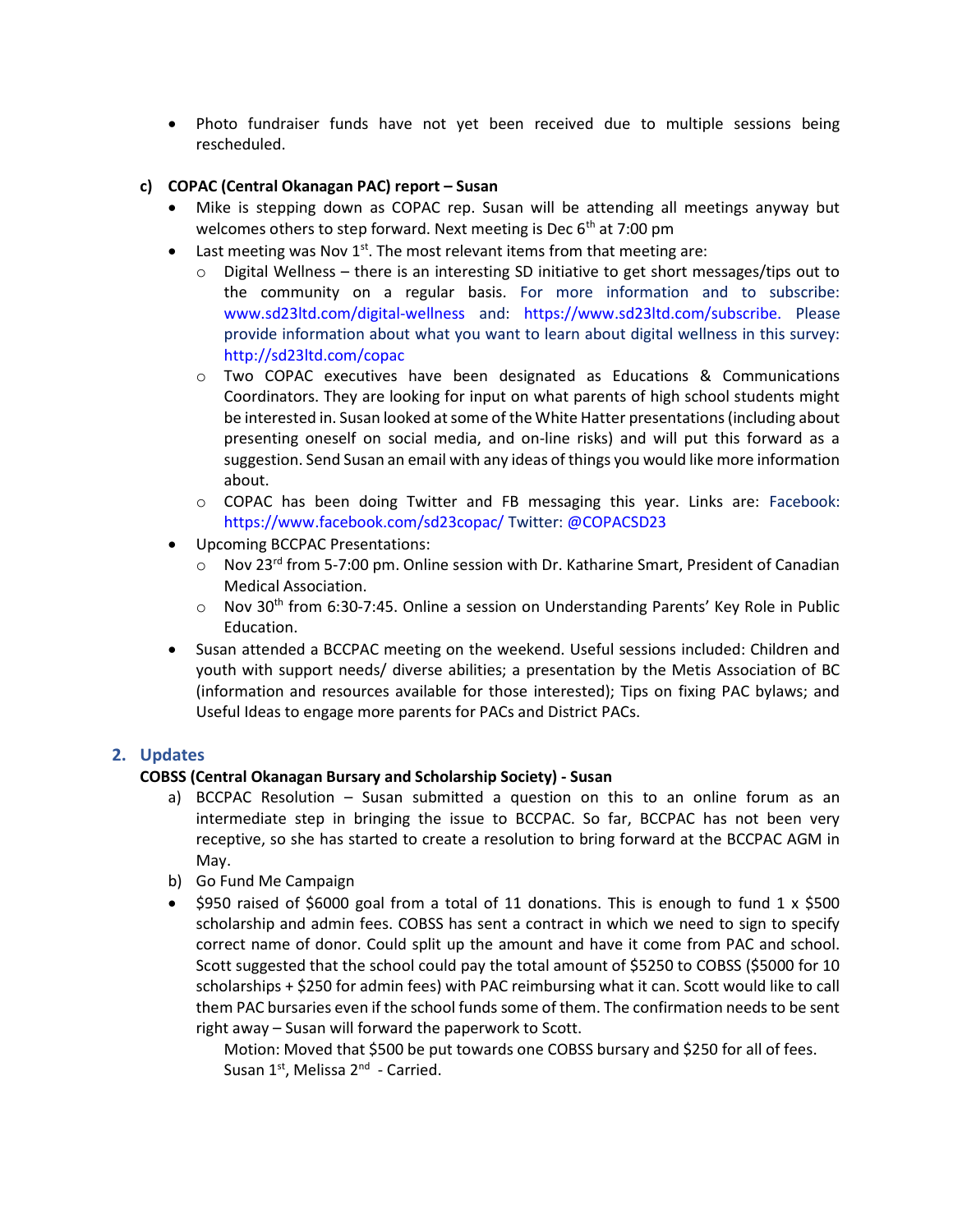- Photo fundraiser funds have not yet been received due to multiple sessions being rescheduled.

**c) COPAC (Central Okanagan PAC) report – Susan**

- Mike is stepping down as COPAC rep. Susan will be attending all meetings anyway but welcomes others to step forward. Next meeting is Dec 6th at 7:00 pm
- Last meeting was Nov 1st. The most relevant items from that meeting are:
  - Digital Wellness – there is an interesting SD initiative to get short messages/tips out to the community on a regular basis. For more information and to subscribe: www.sd23ltd.com/digital-wellness and: https://www.sd23ltd.com/subscribe. Please provide information about what you want to learn about digital wellness in this survey: http://sd23ltd.com/copac
  - Two COPAC executives have been designated as Educations & Communications Coordinators. They are looking for input on what parents of high school students might be interested in. Susan looked at some of the White Hatter presentations (including about presenting oneself on social media, and on-line risks) and will put this forward as a suggestion. Send Susan an email with any ideas of things you would like more information about.
  - COPAC has been doing Twitter and FB messaging this year. Links are: Facebook: https://www.facebook.com/sd23copac/ Twitter: @COPACSD23
- Upcoming BCCPAC Presentations:
  - Nov 23rd from 5-7:00 pm. Online session with Dr. Katharine Smart, President of Canadian Medical Association.
  - Nov 30th from 6:30-7:45. Online a session on Understanding Parents' Key Role in Public Education.
- Susan attended a BCCPAC meeting on the weekend. Useful sessions included: Children and youth with support needs/ diverse abilities; a presentation by the Metis Association of BC (information and resources available for those interested); Tips on fixing PAC bylaws; and Useful Ideas to engage more parents for PACs and District PACs.

## 2. Updates

**COBSS (Central Okanagan Bursary and Scholarship Society) - Susan**

a) BCCPAC Resolution – Susan submitted a question on this to an online forum as an intermediate step in bringing the issue to BCCPAC. So far, BCCPAC has not been very receptive, so she has started to create a resolution to bring forward at the BCCPAC AGM in May.

b) Go Fund Me Campaign

- $950 raised of $6000 goal from a total of 11 donations. This is enough to fund 1 x $500 scholarship and admin fees. COBSS has sent a contract in which we need to sign to specify correct name of donor. Could split up the amount and have it come from PAC and school. Scott suggested that the school could pay the total amount of $5250 to COBSS ($5000 for 10 scholarships + $250 for admin fees) with PAC reimbursing what it can. Scott would like to call them PAC bursaries even if the school funds some of them. The confirmation needs to be sent right away – Susan will forward the paperwork to Scott.

  Motion: Moved that $500 be put towards one COBSS bursary and $250 for all of fees.
  Susan 1st, Melissa 2nd - Carried.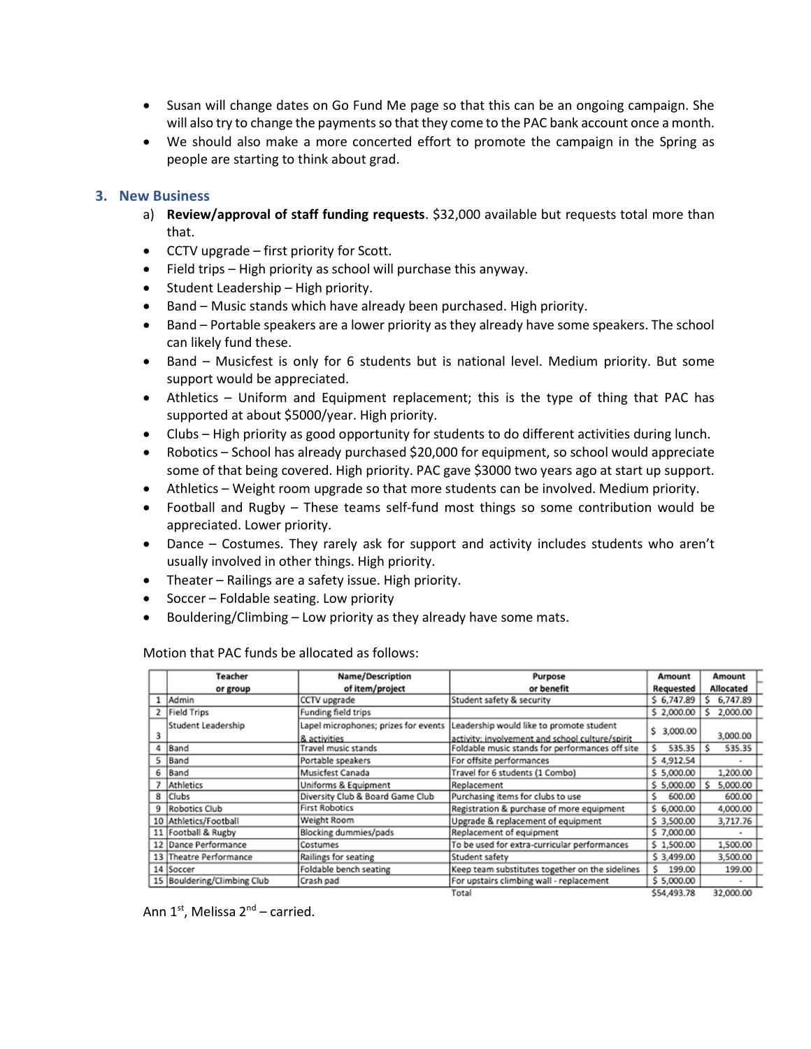- Susan will change dates on Go Fund Me page so that this can be an ongoing campaign. She will also try to change the payments so that they come to the PAC bank account once a month.
- We should also make a more concerted effort to promote the campaign in the Spring as people are starting to think about grad.

## 3. New Business

a) **Review/approval of staff funding requests**. $32,000 available but requests total more than that.

- CCTV upgrade – first priority for Scott.
- Field trips – High priority as school will purchase this anyway.
- Student Leadership – High priority.
- Band – Music stands which have already been purchased. High priority.
- Band – Portable speakers are a lower priority as they already have some speakers. The school can likely fund these.
- Band – Musicfest is only for 6 students but is national level. Medium priority. But some support would be appreciated.
- Athletics – Uniform and Equipment replacement; this is the type of thing that PAC has supported at about $5000/year. High priority.
- Clubs – High priority as good opportunity for students to do different activities during lunch.
- Robotics – School has already purchased $20,000 for equipment, so school would appreciate some of that being covered. High priority. PAC gave $3000 two years ago at start up support.
- Athletics – Weight room upgrade so that more students can be involved. Medium priority.
- Football and Rugby – These teams self-fund most things so some contribution would be appreciated. Lower priority.
- Dance – Costumes. They rarely ask for support and activity includes students who aren't usually involved in other things. High priority.
- Theater – Railings are a safety issue. High priority.
- Soccer – Foldable seating. Low priority
- Bouldering/Climbing – Low priority as they already have some mats.

Motion that PAC funds be allocated as follows:

| | Teacher or group | Name/Description of item/project | Purpose or benefit | Amount Requested | Amount Allocated |
|---|---|---|---|---|---|
| 1 | Admin | CCTV upgrade | Student safety & security | $ 6,747.89 | $ 6,747.89 |
| 2 | Field Trips | Funding field trips | | $ 2,000.00 | $ 2,000.00 |
| 3 | Student Leadership | Lapel microphones; prizes for events & activities | Leadership would like to promote student activity; involvement and school culture/spirit | $ 3,000.00 | 3,000.00 |
| 4 | Band | Travel music stands | Foldable music stands for performances off site | $ 535.35 | $ 535.35 |
| 5 | Band | Portable speakers | For offsite performances | $ 4,912.54 | - |
| 6 | Band | Musicfest Canada | Travel for 6 students (1 Combo) | $ 5,000.00 | 1,200.00 |
| 7 | Athletics | Uniforms & Equipment | Replacement | $ 5,000.00 | $ 5,000.00 |
| 8 | Clubs | Diversity Club & Board Game Club | Purchasing items for clubs to use | $ 600.00 | 600.00 |
| 9 | Robotics Club | First Robotics | Registration & purchase of more equipment | $ 6,000.00 | 4,000.00 |
| 10 | Athletics/Football | Weight Room | Upgrade & replacement of equipment | $ 3,500.00 | 3,717.76 |
| 11 | Football & Rugby | Blocking dummies/pads | Replacement of equipment | $ 7,000.00 | - |
| 12 | Dance Performance | Costumes | To be used for extra-curricular performances | $ 1,500.00 | 1,500.00 |
| 13 | Theatre Performance | Railings for seating | Student safety | $ 3,499.00 | 3,500.00 |
| 14 | Soccer | Foldable bench seating | Keep team substitutes together on the sidelines | $ 199.00 | 199.00 |
| 15 | Bouldering/Climbing Club | Crash pad | For upstairs climbing wall - replacement | $ 5,000.00 | - |
| | | | Total | $54,493.78 | 32,000.00 |

Ann 1st, Melissa 2nd – carried.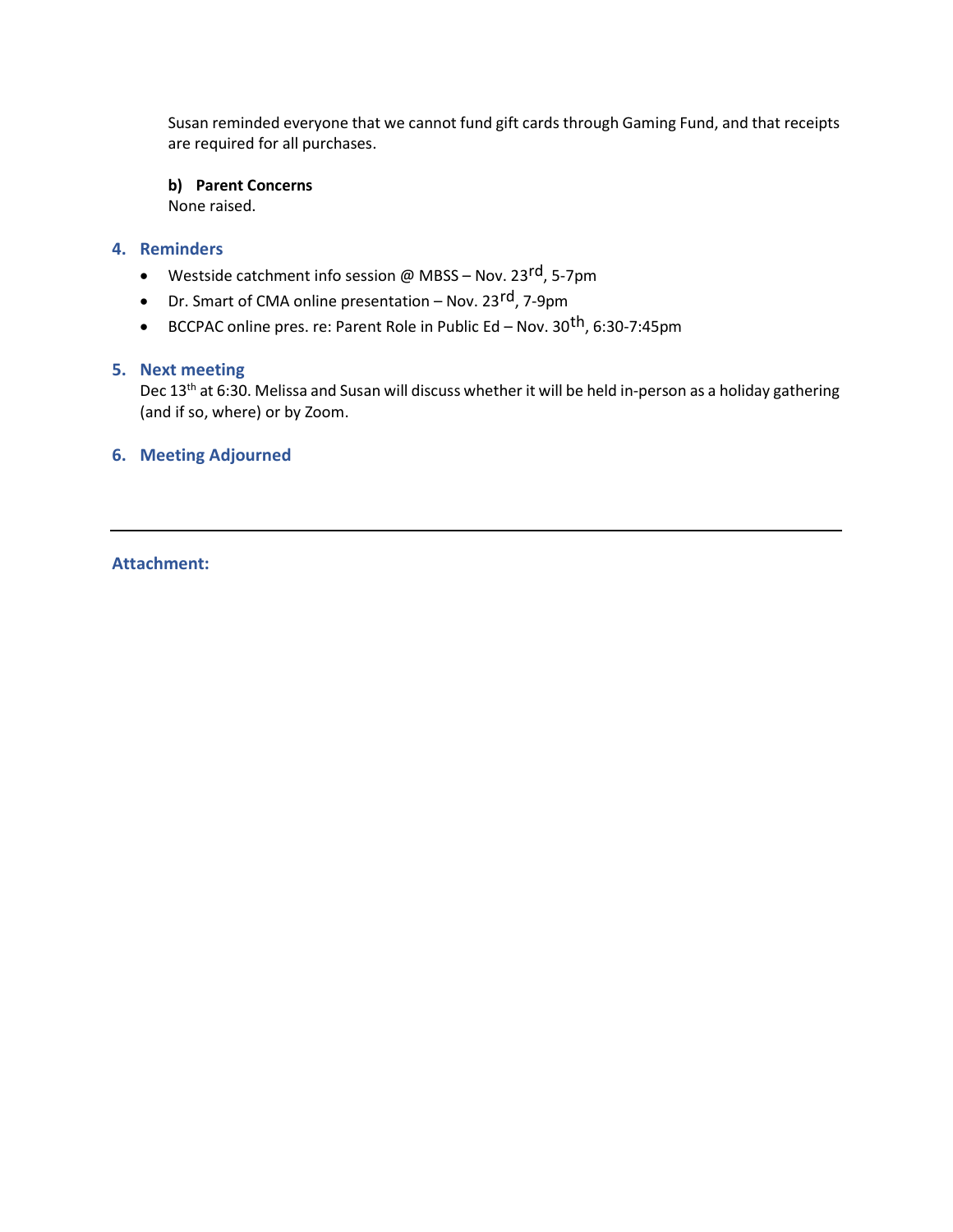Susan reminded everyone that we cannot fund gift cards through Gaming Fund, and that receipts are required for all purchases.

**b) Parent Concerns**

None raised.

## 4. Reminders

- Westside catchment info session @ MBSS – Nov. 23rd, 5-7pm
- Dr. Smart of CMA online presentation – Nov. 23rd, 7-9pm
- BCCPAC online pres. re: Parent Role in Public Ed – Nov. 30th, 6:30-7:45pm

## 5. Next meeting

Dec 13th at 6:30. Melissa and Susan will discuss whether it will be held in-person as a holiday gathering (and if so, where) or by Zoom.

## 6. Meeting Adjourned

---

**Attachment:**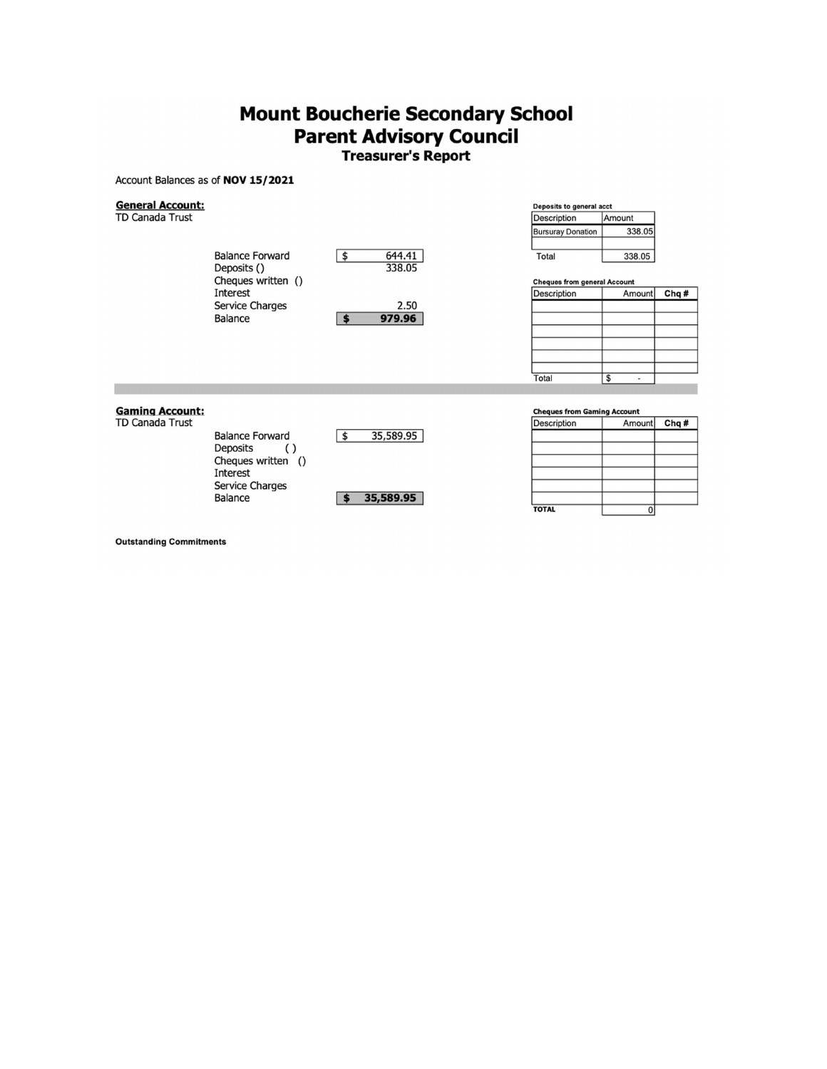# Mount Boucherie Secondary School
# Parent Advisory Council
### Treasurer's Report

Account Balances as of **NOV 15/2021**

**General Account:**
TD Canada Trust

| | |
|---|---|
| Balance Forward | $ 644.41 |
| Deposits () | 338.05 |
| Cheques written () | |
| Interest | |
| Service Charges | 2.50 |
| Balance | **$ 979.96** |

**Deposits to general acct**

| Description | Amount |
|---|---|
| Bursuray Donation | 338.05 |
| | |
| Total | 338.05 |

**Cheques from general Account**

| Description | Amount | Chq # |
|---|---|---|
| | | |
| | | |
| | | |
| | | |
| | | |
| | | |
| Total | $ - | |

**Gaming Account:**
TD Canada Trust

| | |
|---|---|
| Balance Forward | $ 35,589.95 |
| Deposits ( ) | |
| Cheques written () | |
| Interest | |
| Service Charges | |
| Balance | **$ 35,589.95** |

**Cheques from Gaming Account**

| Description | Amount | Chq # |
|---|---|---|
| | | |
| | | |
| | | |
| | | |
| | | |
| | | |
| **TOTAL** | 0 | |

**Outstanding Commitments**